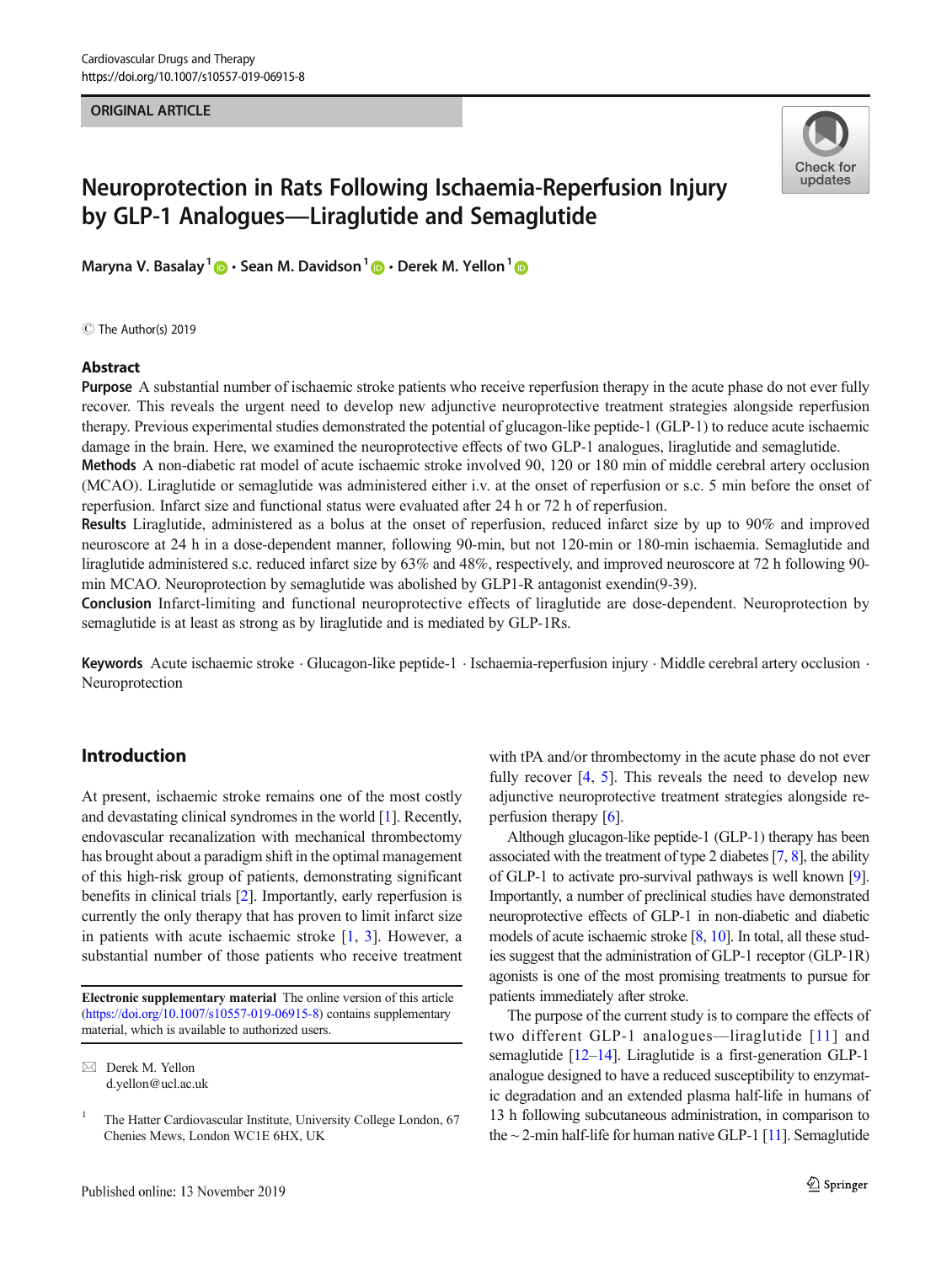ORIGINAL ARTICLE

# Neuroprotection in Rats Following Ischaemia-Reperfusion Injury by GLP-1 Analogues—Liraglutide and Semaglutide

Maryna V. Basalay [1] · Sean M. Davidson [1] · Derek M. Yellon [1]

© The Author(s) 2019

## Abstract

**Purpose** A substantial number of ischaemic stroke patients who receive reperfusion therapy in the acute phase do not ever fully recover. This reveals the urgent need to develop new adjunctive neuroprotective treatment strategies alongside reperfusion therapy. Previous experimental studies demonstrated the potential of glucagon-like peptide-1 (GLP-1) to reduce acute ischaemic damage in the brain. Here, we examined the neuroprotective effects of two GLP-1 analogues, liraglutide and semaglutide.

**Methods** A non-diabetic rat model of acute ischaemic stroke involved 90, 120 or 180 min of middle cerebral artery occlusion (MCAO). Liraglutide or semaglutide was administered either i.v. at the onset of reperfusion or s.c. 5 min before the onset of reperfusion. Infarct size and functional status were evaluated after 24 h or 72 h of reperfusion.

**Results** Liraglutide, administered as a bolus at the onset of reperfusion, reduced infarct size by up to 90% and improved neuroscore at 24 h in a dose-dependent manner, following 90-min, but not 120-min or 180-min ischaemia. Semaglutide and liraglutide administered s.c. reduced infarct size by 63% and 48%, respectively, and improved neuroscore at 72 h following 90-min MCAO. Neuroprotection by semaglutide was abolished by GLP1-R antagonist exendin(9-39).

**Conclusion** Infarct-limiting and functional neuroprotective effects of liraglutide are dose-dependent. Neuroprotection by semaglutide is at least as strong as by liraglutide and is mediated by GLP-1Rs.

**Keywords** Acute ischaemic stroke · Glucagon-like peptide-1 · Ischaemia-reperfusion injury · Middle cerebral artery occlusion · Neuroprotection

## Introduction

At present, ischaemic stroke remains one of the most costly and devastating clinical syndromes in the world [1]. Recently, endovascular recanalization with mechanical thrombectomy has brought about a paradigm shift in the optimal management of this high-risk group of patients, demonstrating significant benefits in clinical trials [2]. Importantly, early reperfusion is currently the only therapy that has proven to limit infarct size in patients with acute ischaemic stroke [1, 3]. However, a substantial number of those patients who receive treatment with tPA and/or thrombectomy in the acute phase do not ever fully recover [4, 5]. This reveals the need to develop new adjunctive neuroprotective treatment strategies alongside reperfusion therapy [6].

Although glucagon-like peptide-1 (GLP-1) therapy has been associated with the treatment of type 2 diabetes [7, 8], the ability of GLP-1 to activate pro-survival pathways is well known [9]. Importantly, a number of preclinical studies have demonstrated neuroprotective effects of GLP-1 in non-diabetic and diabetic models of acute ischaemic stroke [8, 10]. In total, all these studies suggest that the administration of GLP-1 receptor (GLP-1R) agonists is one of the most promising treatments to pursue for patients immediately after stroke.

The purpose of the current study is to compare the effects of two different GLP-1 analogues—liraglutide [11] and semaglutide [12–14]. Liraglutide is a first-generation GLP-1 analogue designed to have a reduced susceptibility to enzymatic degradation and an extended plasma half-life in humans of 13 h following subcutaneous administration, in comparison to the ~ 2-min half-life for human native GLP-1 [11]. Semaglutide

**Electronic supplementary material** The online version of this article (https://doi.org/10.1007/s10557-019-06915-8) contains supplementary material, which is available to authorized users.

✉ Derek M. Yellon
d.yellon@ucl.ac.uk

[1] The Hatter Cardiovascular Institute, University College London, 67 Chenies Mews, London WC1E 6HX, UK

Published online: 13 November 2019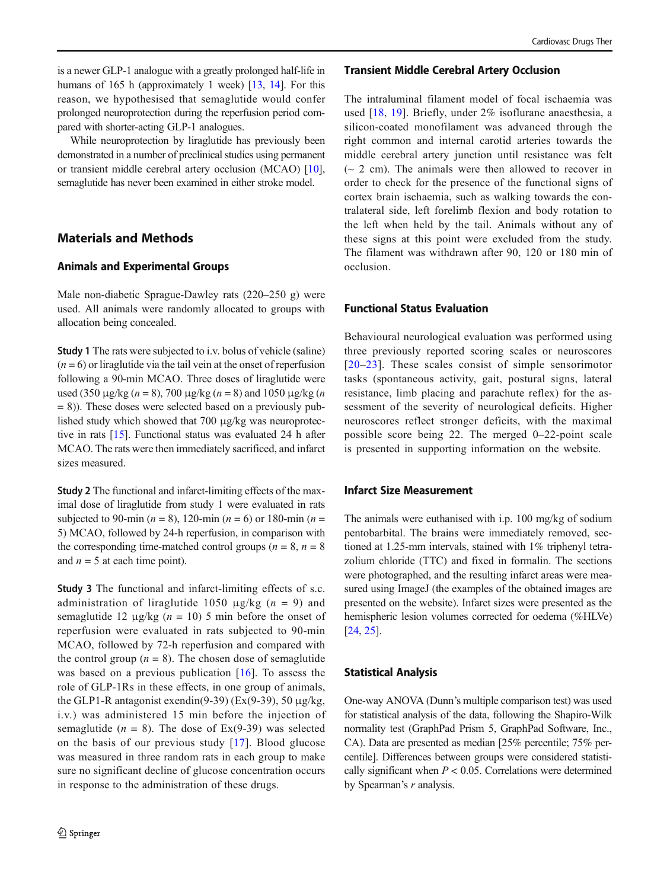is a newer GLP-1 analogue with a greatly prolonged half-life in humans of 165 h (approximately 1 week) [13, 14]. For this reason, we hypothesised that semaglutide would confer prolonged neuroprotection during the reperfusion period compared with shorter-acting GLP-1 analogues.

While neuroprotection by liraglutide has previously been demonstrated in a number of preclinical studies using permanent or transient middle cerebral artery occlusion (MCAO) [10], semaglutide has never been examined in either stroke model.

## Materials and Methods

### Animals and Experimental Groups

Male non-diabetic Sprague-Dawley rats (220–250 g) were used. All animals were randomly allocated to groups with allocation being concealed.

**Study 1** The rats were subjected to i.v. bolus of vehicle (saline) ($n = 6$) or liraglutide via the tail vein at the onset of reperfusion following a 90-min MCAO. Three doses of liraglutide were used (350 μg/kg ($n = 8$), 700 μg/kg ($n = 8$) and 1050 μg/kg ($n = 8$)). These doses were selected based on a previously published study which showed that 700 μg/kg was neuroprotective in rats [15]. Functional status was evaluated 24 h after MCAO. The rats were then immediately sacrificed, and infarct sizes measured.

**Study 2** The functional and infarct-limiting effects of the maximal dose of liraglutide from study 1 were evaluated in rats subjected to 90-min ($n = 8$), 120-min ($n = 6$) or 180-min ($n = 5$) MCAO, followed by 24-h reperfusion, in comparison with the corresponding time-matched control groups ($n = 8$, $n = 8$ and $n = 5$ at each time point).

**Study 3** The functional and infarct-limiting effects of s.c. administration of liraglutide 1050 μg/kg ($n = 9$) and semaglutide 12 μg/kg ($n = 10$) 5 min before the onset of reperfusion were evaluated in rats subjected to 90-min MCAO, followed by 72-h reperfusion and compared with the control group ($n = 8$). The chosen dose of semaglutide was based on a previous publication [16]. To assess the role of GLP-1Rs in these effects, in one group of animals, the GLP1-R antagonist exendin(9-39) (Ex(9-39), 50 μg/kg, i.v.) was administered 15 min before the injection of semaglutide ($n = 8$). The dose of Ex(9-39) was selected on the basis of our previous study [17]. Blood glucose was measured in three random rats in each group to make sure no significant decline of glucose concentration occurs in response to the administration of these drugs.

### Transient Middle Cerebral Artery Occlusion

The intraluminal filament model of focal ischaemia was used [18, 19]. Briefly, under 2% isoflurane anaesthesia, a silicon-coated monofilament was advanced through the right common and internal carotid arteries towards the middle cerebral artery junction until resistance was felt (~ 2 cm). The animals were then allowed to recover in order to check for the presence of the functional signs of cortex brain ischaemia, such as walking towards the contralateral side, left forelimb flexion and body rotation to the left when held by the tail. Animals without any of these signs at this point were excluded from the study. The filament was withdrawn after 90, 120 or 180 min of occlusion.

### Functional Status Evaluation

Behavioural neurological evaluation was performed using three previously reported scoring scales or neuroscores [20–23]. These scales consist of simple sensorimotor tasks (spontaneous activity, gait, postural signs, lateral resistance, limb placing and parachute reflex) for the assessment of the severity of neurological deficits. Higher neuroscores reflect stronger deficits, with the maximal possible score being 22. The merged 0–22-point scale is presented in supporting information on the website.

### Infarct Size Measurement

The animals were euthanised with i.p. 100 mg/kg of sodium pentobarbital. The brains were immediately removed, sectioned at 1.25-mm intervals, stained with 1% triphenyl tetrazolium chloride (TTC) and fixed in formalin. The sections were photographed, and the resulting infarct areas were measured using ImageJ (the examples of the obtained images are presented on the website). Infarct sizes were presented as the hemispheric lesion volumes corrected for oedema (%HLVe) [24, 25].

### Statistical Analysis

One-way ANOVA (Dunn's multiple comparison test) was used for statistical analysis of the data, following the Shapiro-Wilk normality test (GraphPad Prism 5, GraphPad Software, Inc., CA). Data are presented as median [25% percentile; 75% percentile]. Differences between groups were considered statistically significant when $P < 0.05$. Correlations were determined by Spearman's *r* analysis.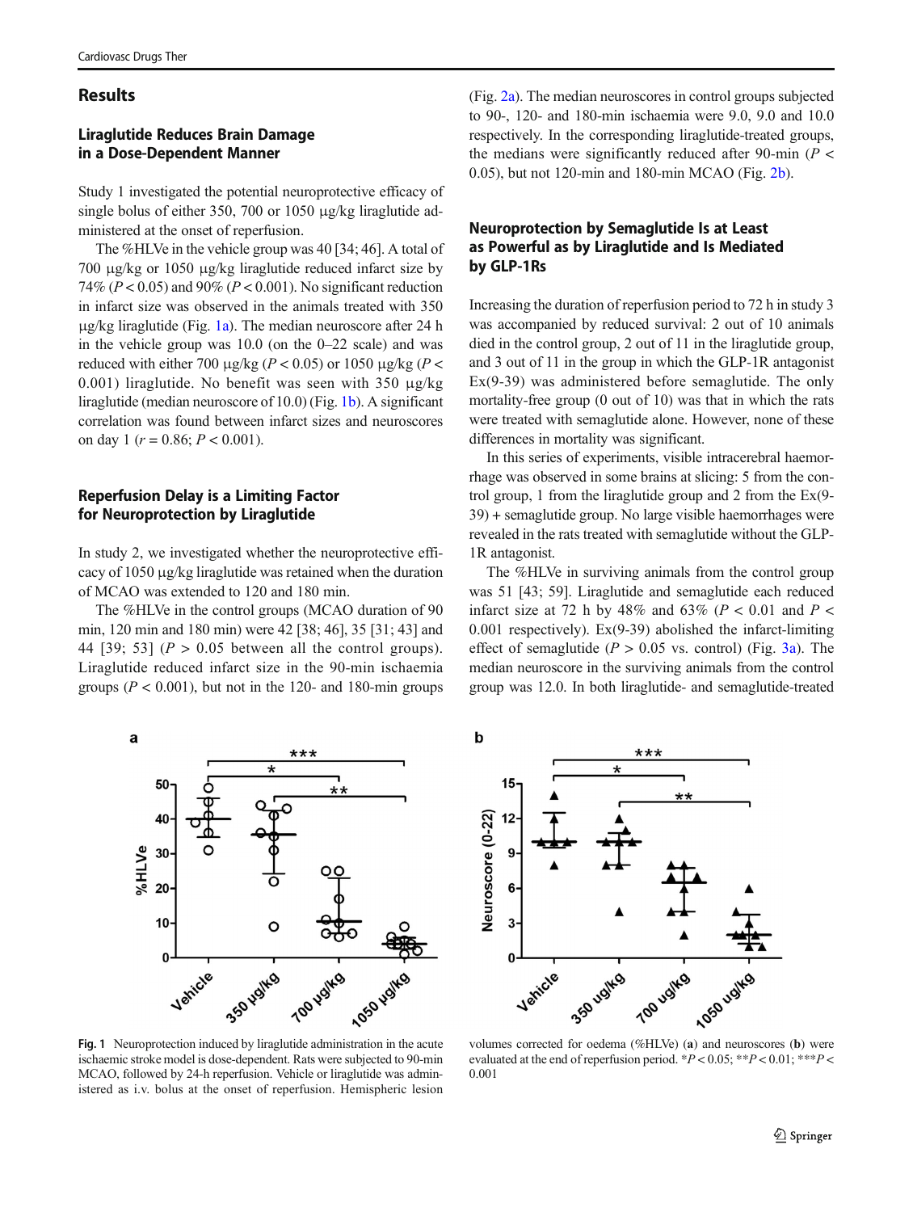## Results

### Liraglutide Reduces Brain Damage in a Dose-Dependent Manner

Study 1 investigated the potential neuroprotective efficacy of single bolus of either 350, 700 or 1050 μg/kg liraglutide administered at the onset of reperfusion.

The %HLVe in the vehicle group was 40 [34; 46]. A total of 700 μg/kg or 1050 μg/kg liraglutide reduced infarct size by 74% ($P < 0.05$) and 90% ($P < 0.001$). No significant reduction in infarct size was observed in the animals treated with 350 μg/kg liraglutide (Fig. 1a). The median neuroscore after 24 h in the vehicle group was 10.0 (on the 0–22 scale) and was reduced with either 700 μg/kg ($P < 0.05$) or 1050 μg/kg ($P < 0.001$) liraglutide. No benefit was seen with 350 μg/kg liraglutide (median neuroscore of 10.0) (Fig. 1b). A significant correlation was found between infarct sizes and neuroscores on day 1 ($r = 0.86$; $P < 0.001$).

### Reperfusion Delay is a Limiting Factor for Neuroprotection by Liraglutide

In study 2, we investigated whether the neuroprotective efficacy of 1050 μg/kg liraglutide was retained when the duration of MCAO was extended to 120 and 180 min.

The %HLVe in the control groups (MCAO duration of 90 min, 120 min and 180 min) were 42 [38; 46], 35 [31; 43] and 44 [39; 53] ($P > 0.05$ between all the control groups). Liraglutide reduced infarct size in the 90-min ischaemia groups ($P < 0.001$), but not in the 120- and 180-min groups (Fig. 2a). The median neuroscores in control groups subjected to 90-, 120- and 180-min ischaemia were 9.0, 9.0 and 10.0 respectively. In the corresponding liraglutide-treated groups, the medians were significantly reduced after 90-min ($P < 0.05$), but not 120-min and 180-min MCAO (Fig. 2b).

### Neuroprotection by Semaglutide Is at Least as Powerful as by Liraglutide and Is Mediated by GLP-1Rs

Increasing the duration of reperfusion period to 72 h in study 3 was accompanied by reduced survival: 2 out of 10 animals died in the control group, 2 out of 11 in the liraglutide group, and 3 out of 11 in the group in which the GLP-1R antagonist Ex(9-39) was administered before semaglutide. The only mortality-free group (0 out of 10) was that in which the rats were treated with semaglutide alone. However, none of these differences in mortality was significant.

In this series of experiments, visible intracerebral haemorrhage was observed in some brains at slicing: 5 from the control group, 1 from the liraglutide group and 2 from the Ex(9-39) + semaglutide group. No large visible haemorrhages were revealed in the rats treated with semaglutide without the GLP-1R antagonist.

The %HLVe in surviving animals from the control group was 51 [43; 59]. Liraglutide and semaglutide each reduced infarct size at 72 h by 48% and 63% ($P < 0.01$ and $P < 0.001$ respectively). Ex(9-39) abolished the infarct-limiting effect of semaglutide ($P > 0.05$ vs. control) (Fig. 3a). The median neuroscore in the surviving animals from the control group was 12.0. In both liraglutide- and semaglutide-treated

**Fig. 1** Neuroprotection induced by liraglutide administration in the acute ischaemic stroke model is dose-dependent. Rats were subjected to 90-min MCAO, followed by 24-h reperfusion. Vehicle or liraglutide was administered as i.v. bolus at the onset of reperfusion. Hemispheric lesion volumes corrected for oedema (%HLVe) (**a**) and neuroscores (**b**) were evaluated at the end of reperfusion period. *$P < 0.05$; **$P < 0.01$; ***$P < 0.001$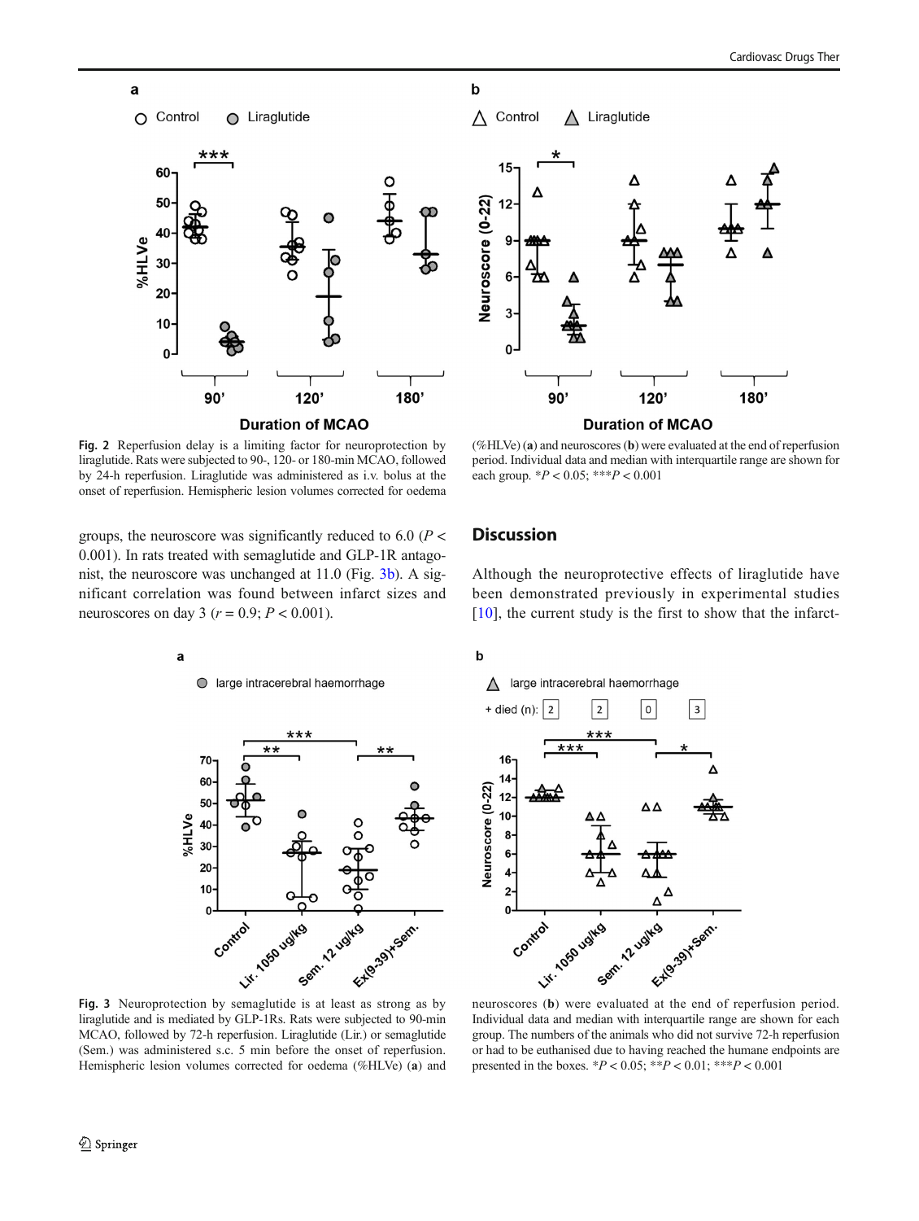**Fig. 2** Reperfusion delay is a limiting factor for neuroprotection by liraglutide. Rats were subjected to 90-, 120- or 180-min MCAO, followed by 24-h reperfusion. Liraglutide was administered as i.v. bolus at the onset of reperfusion. Hemispheric lesion volumes corrected for oedema (%HLVe) (**a**) and neuroscores (**b**) were evaluated at the end of reperfusion period. Individual data and median with interquartile range are shown for each group. *$P < 0.05$; ***$P < 0.001$

groups, the neuroscore was significantly reduced to 6.0 ($P < 0.001$). In rats treated with semaglutide and GLP-1R antagonist, the neuroscore was unchanged at 11.0 (Fig. 3b). A significant correlation was found between infarct sizes and neuroscores on day 3 ($r = 0.9$; $P < 0.001$).

## Discussion

Although the neuroprotective effects of liraglutide have been demonstrated previously in experimental studies [10], the current study is the first to show that the infarct-

**Fig. 3** Neuroprotection by semaglutide is at least as strong as by liraglutide and is mediated by GLP-1Rs. Rats were subjected to 90-min MCAO, followed by 72-h reperfusion. Liraglutide (Lir.) or semaglutide (Sem.) was administered s.c. 5 min before the onset of reperfusion. Hemispheric lesion volumes corrected for oedema (%HLVe) (**a**) and neuroscores (**b**) were evaluated at the end of reperfusion period. Individual data and median with interquartile range are shown for each group. The numbers of the animals who did not survive 72-h reperfusion or had to be euthanised due to having reached the humane endpoints are presented in the boxes. *$P < 0.05$; **$P < 0.01$; ***$P < 0.001$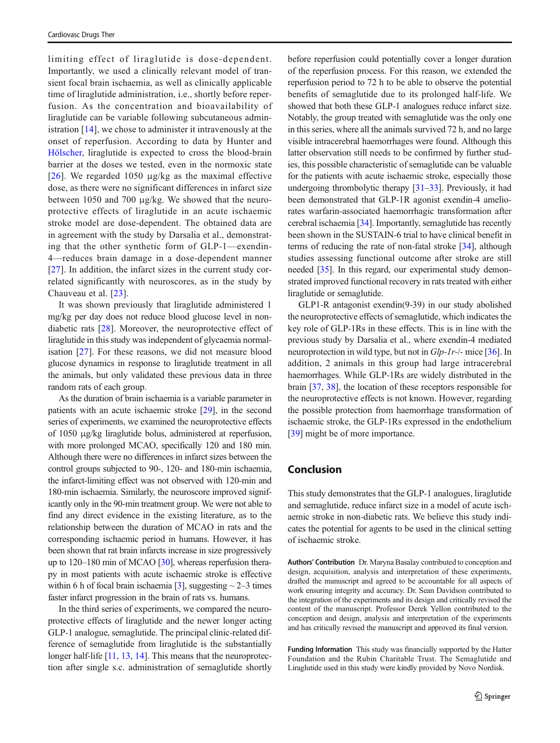limiting effect of liraglutide is dose-dependent. Importantly, we used a clinically relevant model of transient focal brain ischaemia, as well as clinically applicable time of liraglutide administration, i.e., shortly before reperfusion. As the concentration and bioavailability of liraglutide can be variable following subcutaneous administration [14], we chose to administer it intravenously at the onset of reperfusion. According to data by Hunter and Hölscher, liraglutide is expected to cross the blood-brain barrier at the doses we tested, even in the normoxic state [26]. We regarded 1050 μg/kg as the maximal effective dose, as there were no significant differences in infarct size between 1050 and 700 μg/kg. We showed that the neuroprotective effects of liraglutide in an acute ischaemic stroke model are dose-dependent. The obtained data are in agreement with the study by Darsalia et al., demonstrating that the other synthetic form of GLP-1—exendin-4—reduces brain damage in a dose-dependent manner [27]. In addition, the infarct sizes in the current study correlated significantly with neuroscores, as in the study by Chauveau et al. [23].

It was shown previously that liraglutide administered 1 mg/kg per day does not reduce blood glucose level in non-diabetic rats [28]. Moreover, the neuroprotective effect of liraglutide in this study was independent of glycaemia normalisation [27]. For these reasons, we did not measure blood glucose dynamics in response to liraglutide treatment in all the animals, but only validated these previous data in three random rats of each group.

As the duration of brain ischaemia is a variable parameter in patients with an acute ischaemic stroke [29], in the second series of experiments, we examined the neuroprotective effects of 1050 μg/kg liraglutide bolus, administered at reperfusion, with more prolonged MCAO, specifically 120 and 180 min. Although there were no differences in infarct sizes between the control groups subjected to 90-, 120- and 180-min ischaemia, the infarct-limiting effect was not observed with 120-min and 180-min ischaemia. Similarly, the neuroscore improved significantly only in the 90-min treatment group. We were not able to find any direct evidence in the existing literature, as to the relationship between the duration of MCAO in rats and the corresponding ischaemic period in humans. However, it has been shown that rat brain infarcts increase in size progressively up to 120–180 min of MCAO [30], whereas reperfusion therapy in most patients with acute ischaemic stroke is effective within 6 h of focal brain ischaemia [3], suggesting ~ 2–3 times faster infarct progression in the brain of rats vs. humans.

In the third series of experiments, we compared the neuroprotective effects of liraglutide and the newer longer acting GLP-1 analogue, semaglutide. The principal clinic-related difference of semaglutide from liraglutide is the substantially longer half-life [11, 13, 14]. This means that the neuroprotection after single s.c. administration of semaglutide shortly before reperfusion could potentially cover a longer duration of the reperfusion process. For this reason, we extended the reperfusion period to 72 h to be able to observe the potential benefits of semaglutide due to its prolonged half-life. We showed that both these GLP-1 analogues reduce infarct size. Notably, the group treated with semaglutide was the only one in this series, where all the animals survived 72 h, and no large visible intracerebral haemorrhages were found. Although this latter observation still needs to be confirmed by further studies, this possible characteristic of semaglutide can be valuable for the patients with acute ischaemic stroke, especially those undergoing thrombolytic therapy [31–33]. Previously, it had been demonstrated that GLP-1R agonist exendin-4 ameliorates warfarin-associated haemorrhagic transformation after cerebral ischaemia [34]. Importantly, semaglutide has recently been shown in the SUSTAIN-6 trial to have clinical benefit in terms of reducing the rate of non-fatal stroke [34], although studies assessing functional outcome after stroke are still needed [35]. In this regard, our experimental study demonstrated improved functional recovery in rats treated with either liraglutide or semaglutide.

GLP1-R antagonist exendin(9-39) in our study abolished the neuroprotective effects of semaglutide, which indicates the key role of GLP-1Rs in these effects. This is in line with the previous study by Darsalia et al., where exendin-4 mediated neuroprotection in wild type, but not in *Glp-1r*-/- mice [36]. In addition, 2 animals in this group had large intracerebral haemorrhages. While GLP-1Rs are widely distributed in the brain [37, 38], the location of these receptors responsible for the neuroprotective effects is not known. However, regarding the possible protection from haemorrhage transformation of ischaemic stroke, the GLP-1Rs expressed in the endothelium [39] might be of more importance.

## Conclusion

This study demonstrates that the GLP-1 analogues, liraglutide and semaglutide, reduce infarct size in a model of acute ischaemic stroke in non-diabetic rats. We believe this study indicates the potential for agents to be used in the clinical setting of ischaemic stroke.

**Authors' Contribution** Dr. Maryna Basalay contributed to conception and design, acquisition, analysis and interpretation of these experiments, drafted the manuscript and agreed to be accountable for all aspects of work ensuring integrity and accuracy. Dr. Sean Davidson contributed to the integration of the experiments and its design and critically revised the content of the manuscript. Professor Derek Yellon contributed to the conception and design, analysis and interpretation of the experiments and has critically revised the manuscript and approved its final version.

**Funding Information** This study was financially supported by the Hatter Foundation and the Rubin Charitable Trust. The Semaglutide and Liraglutide used in this study were kindly provided by Novo Nordisk.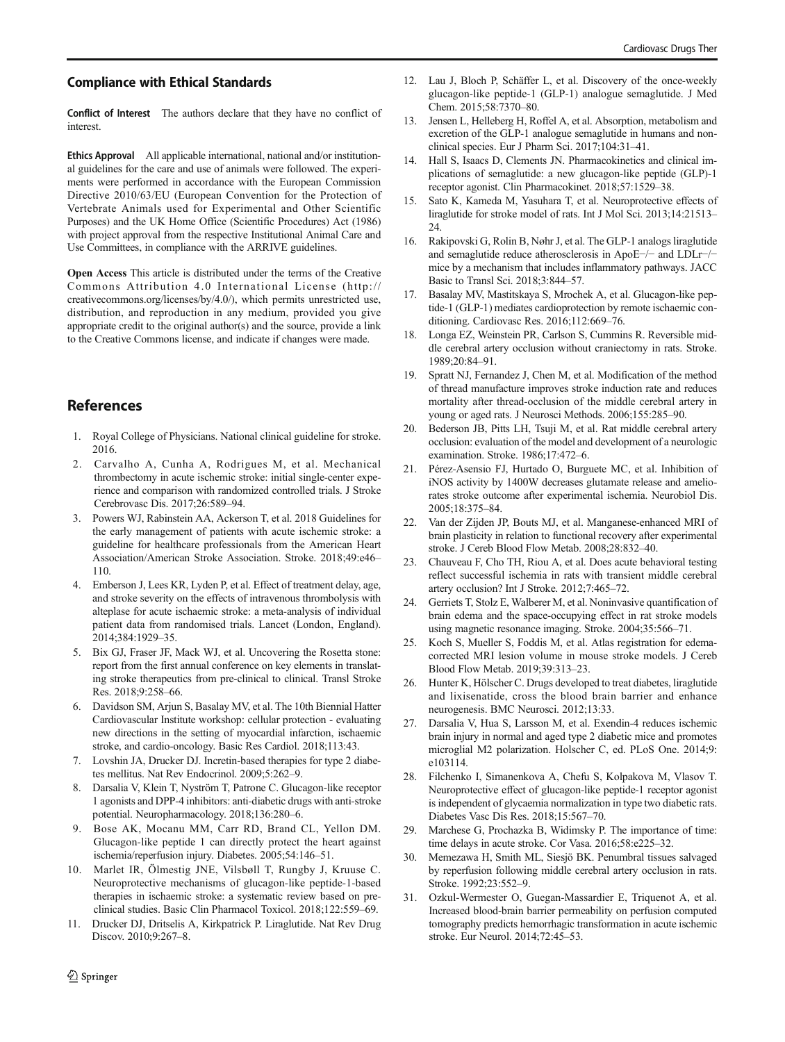## Compliance with Ethical Standards

**Conflict of Interest** The authors declare that they have no conflict of interest.

**Ethics Approval** All applicable international, national and/or institutional guidelines for the care and use of animals were followed. The experiments were performed in accordance with the European Commission Directive 2010/63/EU (European Convention for the Protection of Vertebrate Animals used for Experimental and Other Scientific Purposes) and the UK Home Office (Scientific Procedures) Act (1986) with project approval from the respective Institutional Animal Care and Use Committees, in compliance with the ARRIVE guidelines.

**Open Access** This article is distributed under the terms of the Creative Commons Attribution 4.0 International License (http://creativecommons.org/licenses/by/4.0/), which permits unrestricted use, distribution, and reproduction in any medium, provided you give appropriate credit to the original author(s) and the source, provide a link to the Creative Commons license, and indicate if changes were made.

## References

1. Royal College of Physicians. National clinical guideline for stroke. 2016.
2. Carvalho A, Cunha A, Rodrigues M, et al. Mechanical thrombectomy in acute ischemic stroke: initial single-center experience and comparison with randomized controlled trials. J Stroke Cerebrovasc Dis. 2017;26:589–94.
3. Powers WJ, Rabinstein AA, Ackerson T, et al. 2018 Guidelines for the early management of patients with acute ischemic stroke: a guideline for healthcare professionals from the American Heart Association/American Stroke Association. Stroke. 2018;49:e46–110.
4. Emberson J, Lees KR, Lyden P, et al. Effect of treatment delay, age, and stroke severity on the effects of intravenous thrombolysis with alteplase for acute ischaemic stroke: a meta-analysis of individual patient data from randomised trials. Lancet (London, England). 2014;384:1929–35.
5. Bix GJ, Fraser JF, Mack WJ, et al. Uncovering the Rosetta stone: report from the first annual conference on key elements in translating stroke therapeutics from pre-clinical to clinical. Transl Stroke Res. 2018;9:258–66.
6. Davidson SM, Arjun S, Basalay MV, et al. The 10th Biennial Hatter Cardiovascular Institute workshop: cellular protection - evaluating new directions in the setting of myocardial infarction, ischaemic stroke, and cardio-oncology. Basic Res Cardiol. 2018;113:43.
7. Lovshin JA, Drucker DJ. Incretin-based therapies for type 2 diabetes mellitus. Nat Rev Endocrinol. 2009;5:262–9.
8. Darsalia V, Klein T, Nyström T, Patrone C. Glucagon-like receptor 1 agonists and DPP-4 inhibitors: anti-diabetic drugs with anti-stroke potential. Neuropharmacology. 2018;136:280–6.
9. Bose AK, Mocanu MM, Carr RD, Brand CL, Yellon DM. Glucagon-like peptide 1 can directly protect the heart against ischemia/reperfusion injury. Diabetes. 2005;54:146–51.
10. Marlet IR, Ölmestig JNE, Vilsbøll T, Rungby J, Kruuse C. Neuroprotective mechanisms of glucagon-like peptide-1-based therapies in ischaemic stroke: a systematic review based on pre-clinical studies. Basic Clin Pharmacol Toxicol. 2018;122:559–69.
11. Drucker DJ, Dritselis A, Kirkpatrick P. Liraglutide. Nat Rev Drug Discov. 2010;9:267–8.
12. Lau J, Bloch P, Schäffer L, et al. Discovery of the once-weekly glucagon-like peptide-1 (GLP-1) analogue semaglutide. J Med Chem. 2015;58:7370–80.
13. Jensen L, Helleberg H, Roffel A, et al. Absorption, metabolism and excretion of the GLP-1 analogue semaglutide in humans and nonclinical species. Eur J Pharm Sci. 2017;104:31–41.
14. Hall S, Isaacs D, Clements JN. Pharmacokinetics and clinical implications of semaglutide: a new glucagon-like peptide (GLP)-1 receptor agonist. Clin Pharmacokinet. 2018;57:1529–38.
15. Sato K, Kameda M, Yasuhara T, et al. Neuroprotective effects of liraglutide for stroke model of rats. Int J Mol Sci. 2013;14:21513–24.
16. Rakipovski G, Rolin B, Nøhr J, et al. The GLP-1 analogs liraglutide and semaglutide reduce atherosclerosis in ApoE−/− and LDLr−/− mice by a mechanism that includes inflammatory pathways. JACC Basic to Transl Sci. 2018;3:844–57.
17. Basalay MV, Mastitskaya S, Mrochek A, et al. Glucagon-like peptide-1 (GLP-1) mediates cardioprotection by remote ischaemic conditioning. Cardiovasc Res. 2016;112:669–76.
18. Longa EZ, Weinstein PR, Carlson S, Cummins R. Reversible middle cerebral artery occlusion without craniectomy in rats. Stroke. 1989;20:84–91.
19. Spratt NJ, Fernandez J, Chen M, et al. Modification of the method of thread manufacture improves stroke induction rate and reduces mortality after thread-occlusion of the middle cerebral artery in young or aged rats. J Neurosci Methods. 2006;155:285–90.
20. Bederson JB, Pitts LH, Tsuji M, et al. Rat middle cerebral artery occlusion: evaluation of the model and development of a neurologic examination. Stroke. 1986;17:472–6.
21. Pérez-Asensio FJ, Hurtado O, Burguete MC, et al. Inhibition of iNOS activity by 1400W decreases glutamate release and ameliorates stroke outcome after experimental ischemia. Neurobiol Dis. 2005;18:375–84.
22. Van der Zijden JP, Bouts MJ, et al. Manganese-enhanced MRI of brain plasticity in relation to functional recovery after experimental stroke. J Cereb Blood Flow Metab. 2008;28:832–40.
23. Chauveau F, Cho TH, Riou A, et al. Does acute behavioral testing reflect successful ischemia in rats with transient middle cerebral artery occlusion? Int J Stroke. 2012;7:465–72.
24. Gerriets T, Stolz E, Walberer M, et al. Noninvasive quantification of brain edema and the space-occupying effect in rat stroke models using magnetic resonance imaging. Stroke. 2004;35:566–71.
25. Koch S, Mueller S, Foddis M, et al. Atlas registration for edema-corrected MRI lesion volume in mouse stroke models. J Cereb Blood Flow Metab. 2019;39:313–23.
26. Hunter K, Hölscher C. Drugs developed to treat diabetes, liraglutide and lixisenatide, cross the blood brain barrier and enhance neurogenesis. BMC Neurosci. 2012;13:33.
27. Darsalia V, Hua S, Larsson M, et al. Exendin-4 reduces ischemic brain injury in normal and aged type 2 diabetic mice and promotes microglial M2 polarization. Holscher C, ed. PLoS One. 2014;9:e103114.
28. Filchenko I, Simanenkova A, Chefu S, Kolpakova M, Vlasov T. Neuroprotective effect of glucagon-like peptide-1 receptor agonist is independent of glycaemia normalization in type two diabetic rats. Diabetes Vasc Dis Res. 2018;15:567–70.
29. Marchese G, Prochazka B, Widimsky P. The importance of time: time delays in acute stroke. Cor Vasa. 2016;58:e225–32.
30. Memezawa H, Smith ML, Siesjö BK. Penumbral tissues salvaged by reperfusion following middle cerebral artery occlusion in rats. Stroke. 1992;23:552–9.
31. Ozkul-Wermester O, Guegan-Massardier E, Triquenot A, et al. Increased blood-brain barrier permeability on perfusion computed tomography predicts hemorrhagic transformation in acute ischemic stroke. Eur Neurol. 2014;72:45–53.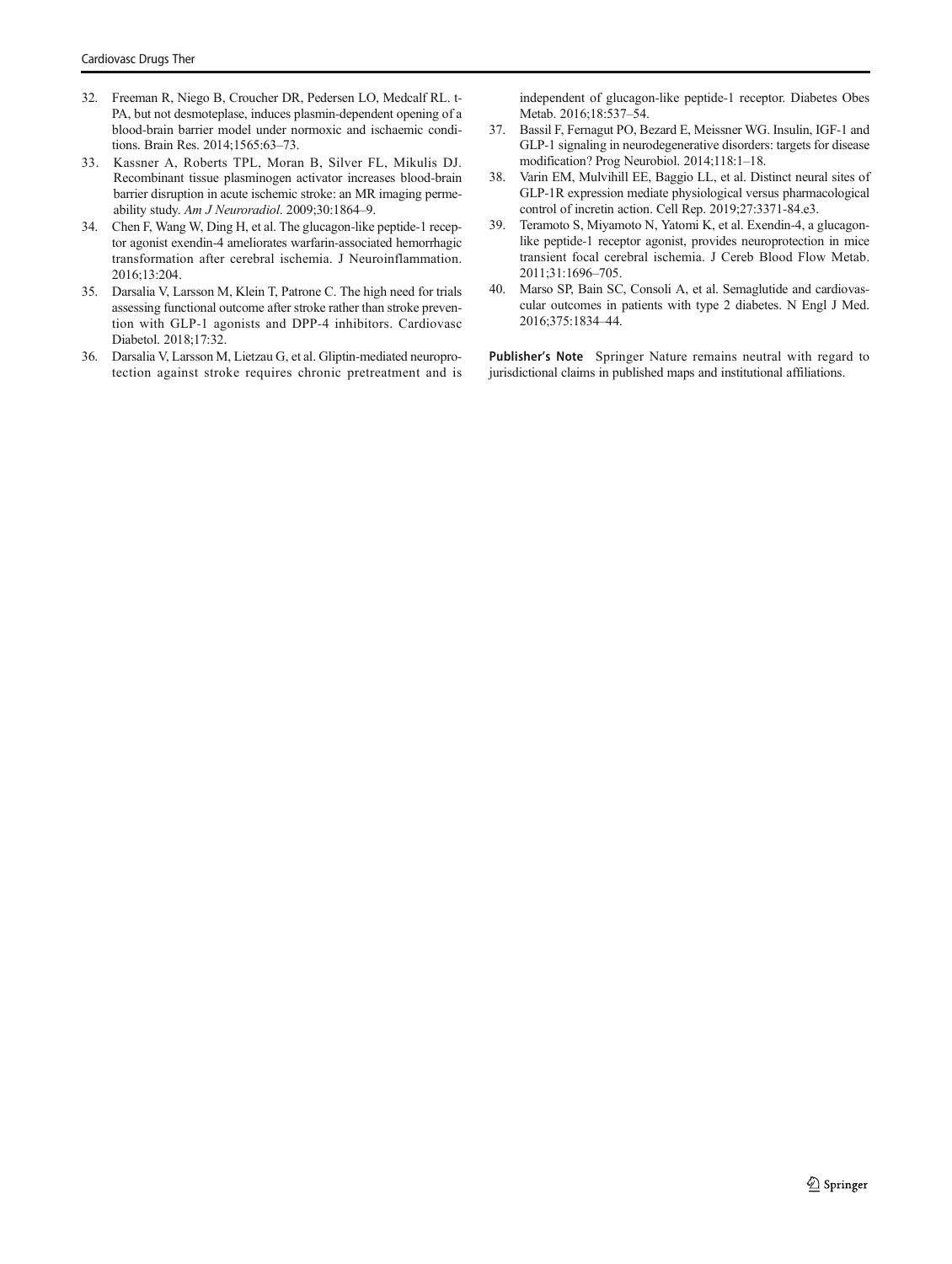32. Freeman R, Niego B, Croucher DR, Pedersen LO, Medcalf RL. t-PA, but not desmoteplase, induces plasmin-dependent opening of a blood-brain barrier model under normoxic and ischaemic conditions. Brain Res. 2014;1565:63–73.
33. Kassner A, Roberts TPL, Moran B, Silver FL, Mikulis DJ. Recombinant tissue plasminogen activator increases blood-brain barrier disruption in acute ischemic stroke: an MR imaging permeability study. *Am J Neuroradiol*. 2009;30:1864–9.
34. Chen F, Wang W, Ding H, et al. The glucagon-like peptide-1 receptor agonist exendin-4 ameliorates warfarin-associated hemorrhagic transformation after cerebral ischemia. J Neuroinflammation. 2016;13:204.
35. Darsalia V, Larsson M, Klein T, Patrone C. The high need for trials assessing functional outcome after stroke rather than stroke prevention with GLP-1 agonists and DPP-4 inhibitors. Cardiovasc Diabetol. 2018;17:32.
36. Darsalia V, Larsson M, Lietzau G, et al. Gliptin-mediated neuroprotection against stroke requires chronic pretreatment and is independent of glucagon-like peptide-1 receptor. Diabetes Obes Metab. 2016;18:537–54.
37. Bassil F, Fernagut PO, Bezard E, Meissner WG. Insulin, IGF-1 and GLP-1 signaling in neurodegenerative disorders: targets for disease modification? Prog Neurobiol. 2014;118:1–18.
38. Varin EM, Mulvihill EE, Baggio LL, et al. Distinct neural sites of GLP-1R expression mediate physiological versus pharmacological control of incretin action. Cell Rep. 2019;27:3371-84.e3.
39. Teramoto S, Miyamoto N, Yatomi K, et al. Exendin-4, a glucagon-like peptide-1 receptor agonist, provides neuroprotection in mice transient focal cerebral ischemia. J Cereb Blood Flow Metab. 2011;31:1696–705.
40. Marso SP, Bain SC, Consoli A, et al. Semaglutide and cardiovascular outcomes in patients with type 2 diabetes. N Engl J Med. 2016;375:1834–44.

**Publisher's Note** Springer Nature remains neutral with regard to jurisdictional claims in published maps and institutional affiliations.